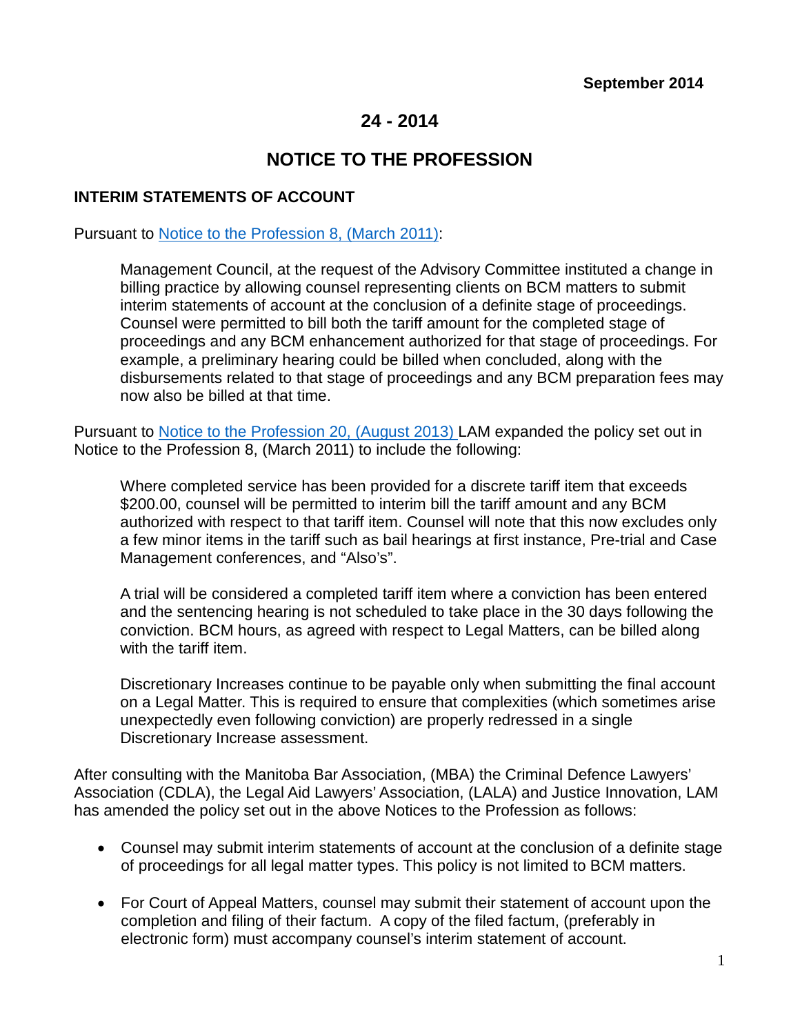**September 2014**

# 24 - 2014

# NOTICE TO THE PROFESSION

## INTERIM STATEMENTS OF ACCOUNT

Pursuant to [Notice to the Profession 8, (March 2011)](#):

> Management Council, at the request of the Advisory Committee instituted a change in billing practice by allowing counsel representing clients on BCM matters to submit interim statements of account at the conclusion of a definite stage of proceedings. Counsel were permitted to bill both the tariff amount for the completed stage of proceedings and any BCM enhancement authorized for that stage of proceedings. For example, a preliminary hearing could be billed when concluded, along with the disbursements related to that stage of proceedings and any BCM preparation fees may now also be billed at that time.

Pursuant to [Notice to the Profession 20, (August 2013)](#) LAM expanded the policy set out in Notice to the Profession 8, (March 2011) to include the following:

> Where completed service has been provided for a discrete tariff item that exceeds $200.00, counsel will be permitted to interim bill the tariff amount and any BCM authorized with respect to that tariff item. Counsel will note that this now excludes only a few minor items in the tariff such as bail hearings at first instance, Pre-trial and Case Management conferences, and "Also's".
>
> A trial will be considered a completed tariff item where a conviction has been entered and the sentencing hearing is not scheduled to take place in the 30 days following the conviction. BCM hours, as agreed with respect to Legal Matters, can be billed along with the tariff item.
>
> Discretionary Increases continue to be payable only when submitting the final account on a Legal Matter. This is required to ensure that complexities (which sometimes arise unexpectedly even following conviction) are properly redressed in a single Discretionary Increase assessment.

After consulting with the Manitoba Bar Association, (MBA) the Criminal Defence Lawyers' Association (CDLA), the Legal Aid Lawyers' Association, (LALA) and Justice Innovation, LAM has amended the policy set out in the above Notices to the Profession as follows:

- Counsel may submit interim statements of account at the conclusion of a definite stage of proceedings for all legal matter types. This policy is not limited to BCM matters.
- For Court of Appeal Matters, counsel may submit their statement of account upon the completion and filing of their factum. A copy of the filed factum, (preferably in electronic form) must accompany counsel's interim statement of account.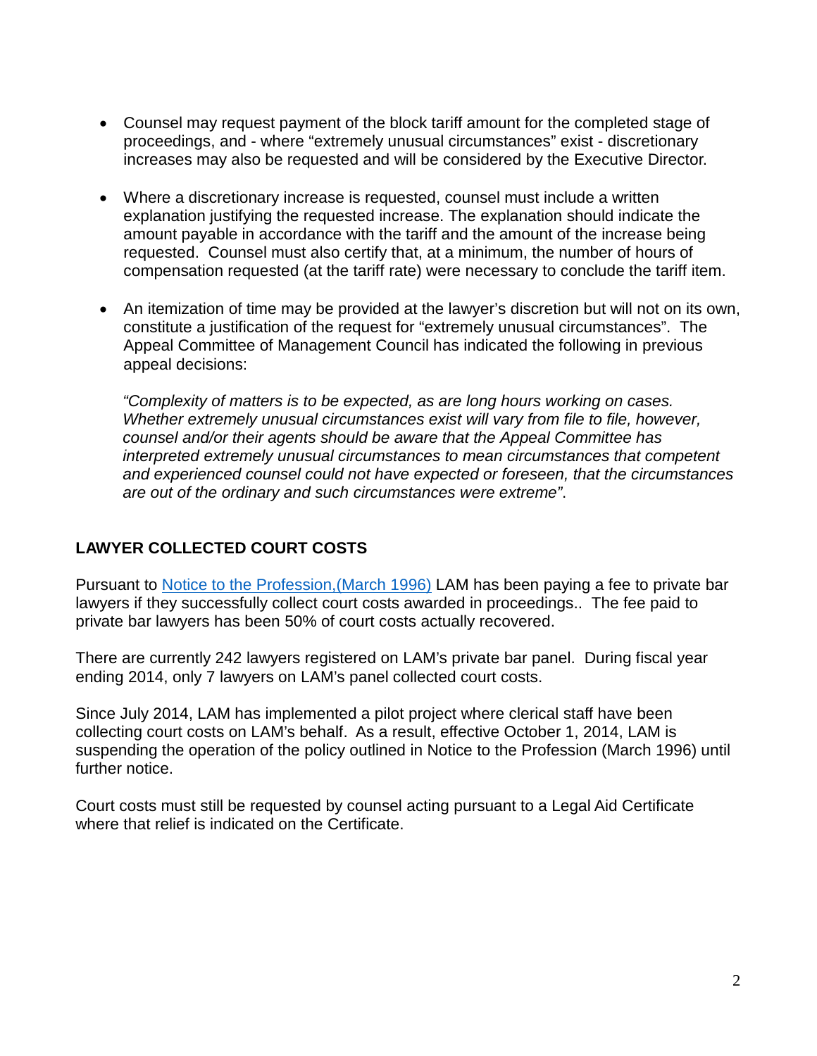- Counsel may request payment of the block tariff amount for the completed stage of proceedings, and - where "extremely unusual circumstances" exist - discretionary increases may also be requested and will be considered by the Executive Director.

- Where a discretionary increase is requested, counsel must include a written explanation justifying the requested increase. The explanation should indicate the amount payable in accordance with the tariff and the amount of the increase being requested. Counsel must also certify that, at a minimum, the number of hours of compensation requested (at the tariff rate) were necessary to conclude the tariff item.

- An itemization of time may be provided at the lawyer's discretion but will not on its own, constitute a justification of the request for "extremely unusual circumstances". The Appeal Committee of Management Council has indicated the following in previous appeal decisions:

  *"Complexity of matters is to be expected, as are long hours working on cases. Whether extremely unusual circumstances exist will vary from file to file, however, counsel and/or their agents should be aware that the Appeal Committee has interpreted extremely unusual circumstances to mean circumstances that competent and experienced counsel could not have expected or foreseen, that the circumstances are out of the ordinary and such circumstances were extreme"*.

## LAWYER COLLECTED COURT COSTS

Pursuant to Notice to the Profession,(March 1996) LAM has been paying a fee to private bar lawyers if they successfully collect court costs awarded in proceedings.. The fee paid to private bar lawyers has been 50% of court costs actually recovered.

There are currently 242 lawyers registered on LAM's private bar panel. During fiscal year ending 2014, only 7 lawyers on LAM's panel collected court costs.

Since July 2014, LAM has implemented a pilot project where clerical staff have been collecting court costs on LAM's behalf. As a result, effective October 1, 2014, LAM is suspending the operation of the policy outlined in Notice to the Profession (March 1996) until further notice.

Court costs must still be requested by counsel acting pursuant to a Legal Aid Certificate where that relief is indicated on the Certificate.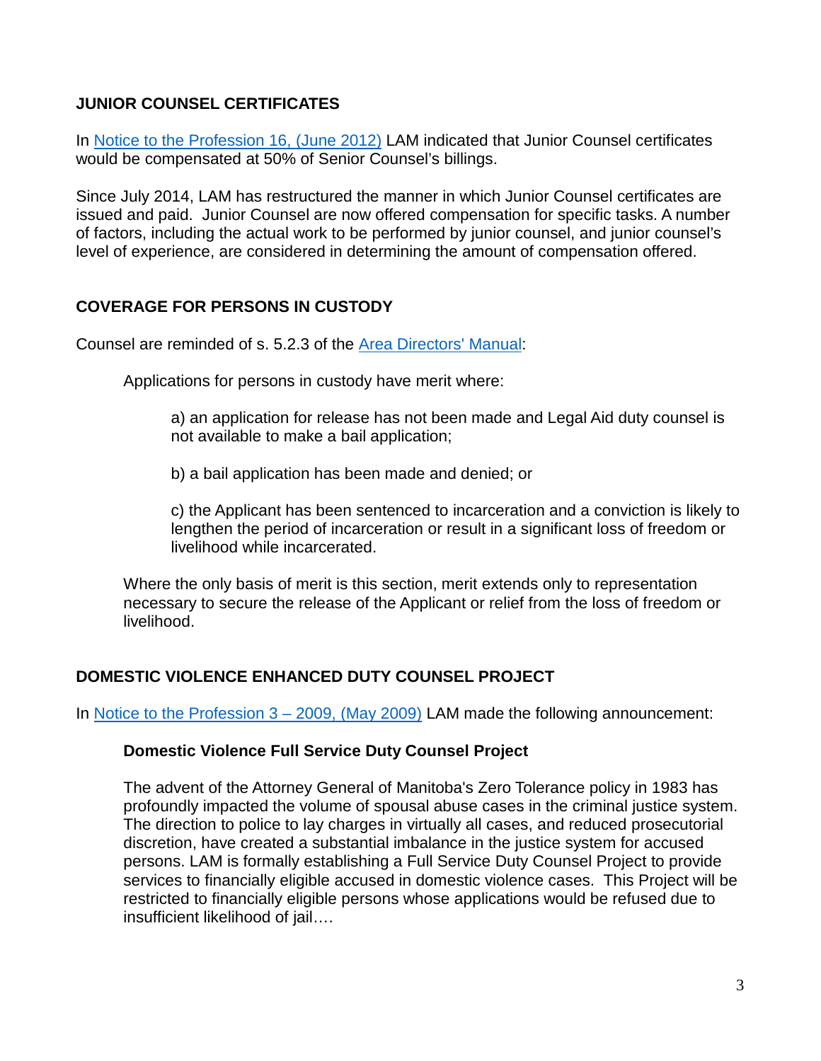## JUNIOR COUNSEL CERTIFICATES

In Notice to the Profession 16, (June 2012) LAM indicated that Junior Counsel certificates would be compensated at 50% of Senior Counsel's billings.

Since July 2014, LAM has restructured the manner in which Junior Counsel certificates are issued and paid. Junior Counsel are now offered compensation for specific tasks. A number of factors, including the actual work to be performed by junior counsel, and junior counsel's level of experience, are considered in determining the amount of compensation offered.

## COVERAGE FOR PERSONS IN CUSTODY

Counsel are reminded of s. 5.2.3 of the Area Directors' Manual:

> Applications for persons in custody have merit where:
>
> > a) an application for release has not been made and Legal Aid duty counsel is not available to make a bail application;
> >
> > b) a bail application has been made and denied; or
> >
> > c) the Applicant has been sentenced to incarceration and a conviction is likely to lengthen the period of incarceration or result in a significant loss of freedom or livelihood while incarcerated.
>
> Where the only basis of merit is this section, merit extends only to representation necessary to secure the release of the Applicant or relief from the loss of freedom or livelihood.

## DOMESTIC VIOLENCE ENHANCED DUTY COUNSEL PROJECT

In Notice to the Profession 3 – 2009, (May 2009) LAM made the following announcement:

> **Domestic Violence Full Service Duty Counsel Project**
>
> The advent of the Attorney General of Manitoba's Zero Tolerance policy in 1983 has profoundly impacted the volume of spousal abuse cases in the criminal justice system. The direction to police to lay charges in virtually all cases, and reduced prosecutorial discretion, have created a substantial imbalance in the justice system for accused persons. LAM is formally establishing a Full Service Duty Counsel Project to provide services to financially eligible accused in domestic violence cases. This Project will be restricted to financially eligible persons whose applications would be refused due to insufficient likelihood of jail….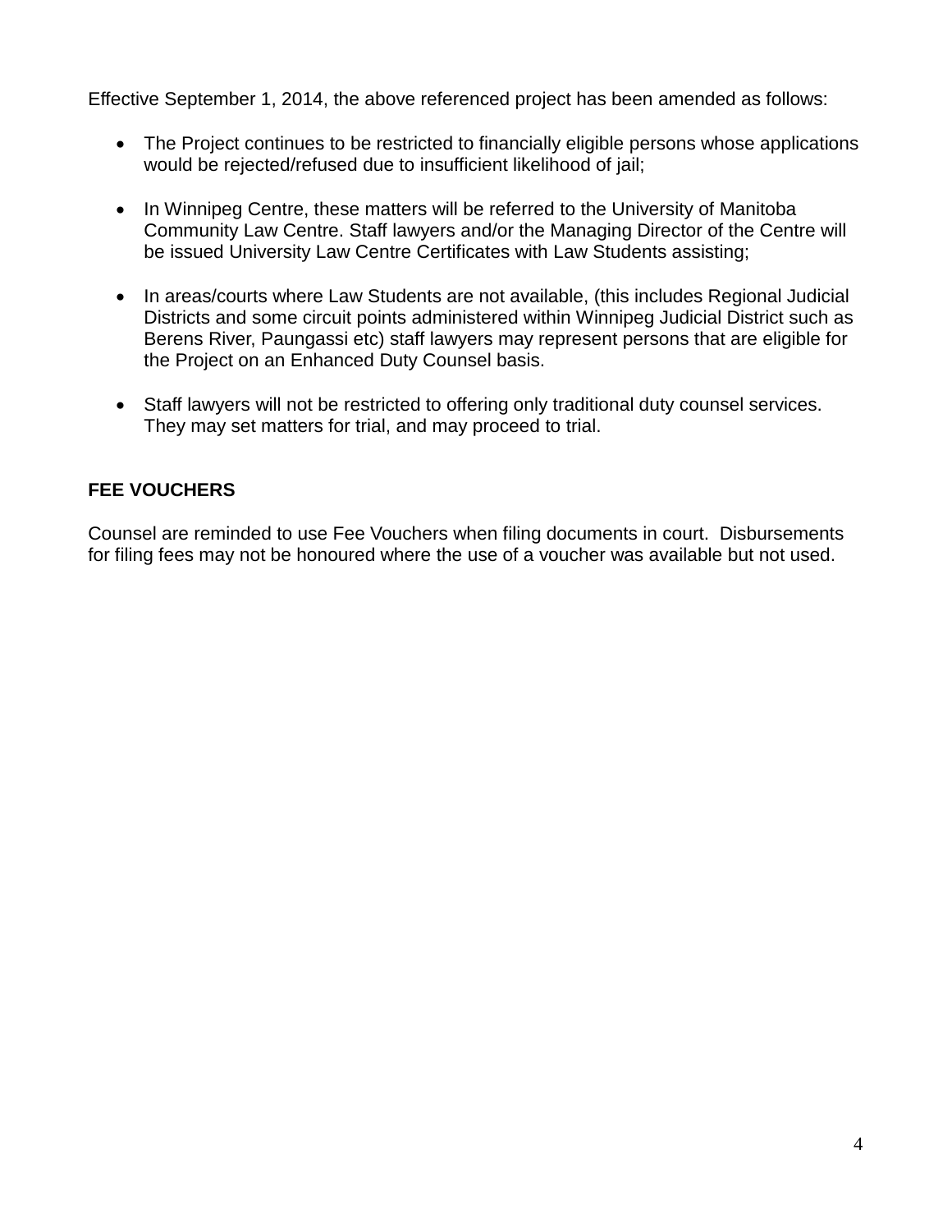Effective September 1, 2014, the above referenced project has been amended as follows:

- The Project continues to be restricted to financially eligible persons whose applications would be rejected/refused due to insufficient likelihood of jail;
- In Winnipeg Centre, these matters will be referred to the University of Manitoba Community Law Centre. Staff lawyers and/or the Managing Director of the Centre will be issued University Law Centre Certificates with Law Students assisting;
- In areas/courts where Law Students are not available, (this includes Regional Judicial Districts and some circuit points administered within Winnipeg Judicial District such as Berens River, Paungassi etc) staff lawyers may represent persons that are eligible for the Project on an Enhanced Duty Counsel basis.
- Staff lawyers will not be restricted to offering only traditional duty counsel services. They may set matters for trial, and may proceed to trial.

**FEE VOUCHERS**

Counsel are reminded to use Fee Vouchers when filing documents in court. Disbursements for filing fees may not be honoured where the use of a voucher was available but not used.